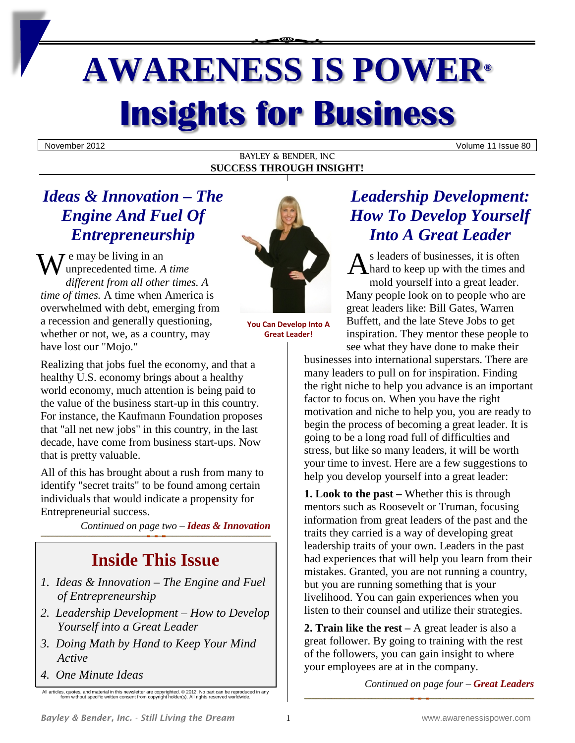# AWARENESS IS POWER®

# Insights for Business

November 2012 | Volume 11 Issue 80

BAYLEY & BENDER, INC

**SUCCESS THROUGH INSIGHT!**

## *Ideas & Innovation – The Engine And Fuel Of Entrepreneurship*

We may be living in an unprecedented time. *A time different from all other times. A time of times.* A time when America is overwhelmed with debt, emerging from a recession and generally questioning, whether or not, we, as a country, may have lost our "Mojo."

Realizing that jobs fuel the economy, and that a healthy U.S. economy brings about a healthy world economy, much attention is being paid to the value of the business start-up in this country. For instance, the Kaufmann Foundation proposes that "all net new jobs" in this country, in the last decade, have come from business start-ups. Now that is pretty valuable.

All of this has brought about a rush from many to identify "secret traits" to be found among certain individuals that would indicate a propensity for Entrepreneurial success.

*Continued on page two – **Ideas & Innovation***

## Inside This Issue

1. *Ideas & Innovation – The Engine and Fuel of Entrepreneurship*
2. *Leadership Development – How to Develop Yourself into a Great Leader*
3. *Doing Math by Hand to Keep Your Mind Active*
4. *One Minute Ideas*

All articles, quotes, and material in this newsletter are copyrighted. © 2012. No part can be reproduced in any form without specific written consent from copyright holder(s). All rights reserved worldwide.

**You Can Develop Into A Great Leader!**

## *Leadership Development: How To Develop Yourself Into A Great Leader*

As leaders of businesses, it is often hard to keep up with the times and mold yourself into a great leader. Many people look on to people who are great leaders like: Bill Gates, Warren Buffett, and the late Steve Jobs to get inspiration. They mentor these people to see what they have done to make their businesses into international superstars. There are many leaders to pull on for inspiration. Finding the right niche to help you advance is an important factor to focus on. When you have the right motivation and niche to help you, you are ready to begin the process of becoming a great leader. It is going to be a long road full of difficulties and stress, but like so many leaders, it will be worth your time to invest. Here are a few suggestions to help you develop yourself into a great leader:

**1. Look to the past –** Whether this is through mentors such as Roosevelt or Truman, focusing information from great leaders of the past and the traits they carried is a way of developing great leadership traits of your own. Leaders in the past had experiences that will help you learn from their mistakes. Granted, you are not running a country, but you are running something that is your livelihood. You can gain experiences when you listen to their counsel and utilize their strategies.

**2. Train like the rest –** A great leader is also a great follower. By going to training with the rest of the followers, you can gain insight to where your employees are at in the company.

*Continued on page four – **Great Leaders***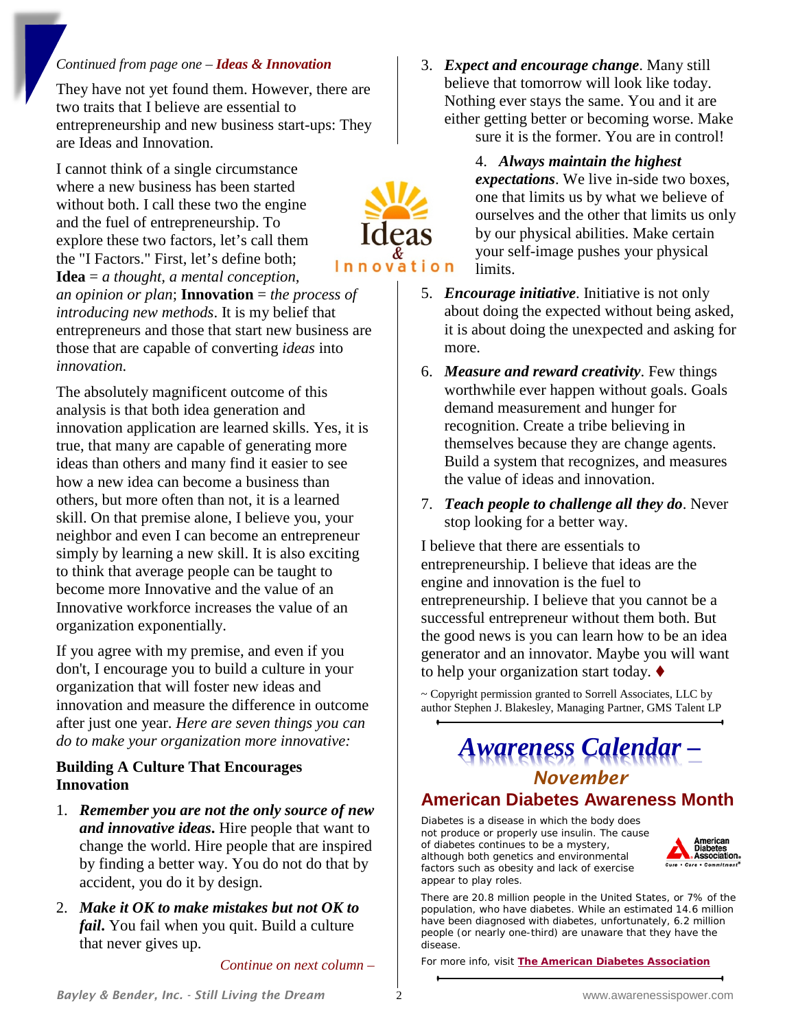*Continued from page one – **Ideas & Innovation***

They have not yet found them. However, there are two traits that I believe are essential to entrepreneurship and new business start-ups: They are Ideas and Innovation.

I cannot think of a single circumstance where a new business has been started without both. I call these two the engine and the fuel of entrepreneurship. To explore these two factors, let's call them the "I Factors." First, let's define both; **Idea** = *a thought, a mental conception, an opinion or plan*; **Innovation** = *the process of introducing new methods*. It is my belief that entrepreneurs and those that start new business are those that are capable of converting *ideas* into *innovation.*

The absolutely magnificent outcome of this analysis is that both idea generation and innovation application are learned skills. Yes, it is true, that many are capable of generating more ideas than others and many find it easier to see how a new idea can become a business than others, but more often than not, it is a learned skill. On that premise alone, I believe you, your neighbor and even I can become an entrepreneur simply by learning a new skill. It is also exciting to think that average people can be taught to become more Innovative and the value of an Innovative workforce increases the value of an organization exponentially.

If you agree with my premise, and even if you don't, I encourage you to build a culture in your organization that will foster new ideas and innovation and measure the difference in outcome after just one year. *Here are seven things you can do to make your organization more innovative:*

**Building A Culture That Encourages Innovation**

1. ***Remember you are not the only source of new and innovative ideas.*** Hire people that want to change the world. Hire people that are inspired by finding a better way. You do not do that by accident, you do it by design.
2. ***Make it OK to make mistakes but not OK to fail.*** You fail when you quit. Build a culture that never gives up.
3. ***Expect and encourage change***. Many still believe that tomorrow will look like today. Nothing ever stays the same. You and it are either getting better or becoming worse. Make sure it is the former. You are in control!
4. ***Always maintain the highest expectations***. We live in-side two boxes, one that limits us by what we believe of ourselves and the other that limits us only by our physical abilities. Make certain your self-image pushes your physical limits.
5. ***Encourage initiative***. Initiative is not only about doing the expected without being asked, it is about doing the unexpected and asking for more.
6. ***Measure and reward creativity***. Few things worthwhile ever happen without goals. Goals demand measurement and hunger for recognition. Create a tribe believing in themselves because they are change agents. Build a system that recognizes, and measures the value of ideas and innovation.
7. ***Teach people to challenge all they do***. Never stop looking for a better way.

I believe that there are essentials to entrepreneurship. I believe that ideas are the engine and innovation is the fuel to entrepreneurship. I believe that you cannot be a successful entrepreneur without them both. But the good news is you can learn how to be an idea generator and an innovator. Maybe you will want to help your organization start today. ♦

~ Copyright permission granted to Sorrell Associates, LLC by author Stephen J. Blakesley, Managing Partner, GMS Talent LP

## *Awareness Calendar –*

### *November*

### American Diabetes Awareness Month

Diabetes is a disease in which the body does not produce or properly use insulin. The cause of diabetes continues to be a mystery, although both genetics and environmental factors such as obesity and lack of exercise appear to play roles.

There are 20.8 million people in the United States, or 7% of the population, who have diabetes. While an estimated 14.6 million have been diagnosed with diabetes, unfortunately, 6.2 million people (or nearly one-third) are unaware that they have the disease.

For more info, visit **The American Diabetes Association**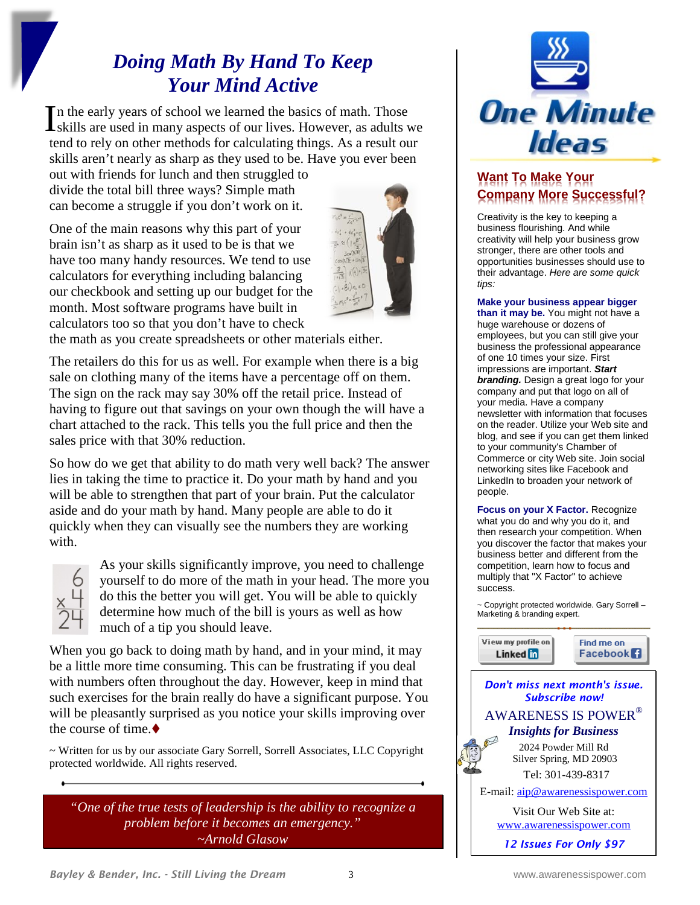# *Doing Math By Hand To Keep Your Mind Active*

In the early years of school we learned the basics of math. Those skills are used in many aspects of our lives. However, as adults we tend to rely on other methods for calculating things. As a result our skills aren't nearly as sharp as they used to be. Have you ever been out with friends for lunch and then struggled to divide the total bill three ways? Simple math can become a struggle if you don't work on it.

One of the main reasons why this part of your brain isn't as sharp as it used to be is that we have too many handy resources. We tend to use calculators for everything including balancing our checkbook and setting up our budget for the month. Most software programs have built in calculators too so that you don't have to check the math as you create spreadsheets or other materials either.

The retailers do this for us as well. For example when there is a big sale on clothing many of the items have a percentage off on them. The sign on the rack may say 30% off the retail price. Instead of having to figure out that savings on your own though the will have a chart attached to the rack. This tells you the full price and then the sales price with that 30% reduction.

So how do we get that ability to do math very well back? The answer lies in taking the time to practice it. Do your math by hand and you will be able to strengthen that part of your brain. Put the calculator aside and do your math by hand. Many people are able to do it quickly when they can visually see the numbers they are working with.

As your skills significantly improve, you need to challenge yourself to do more of the math in your head. The more you do this the better you will get. You will be able to quickly determine how much of the bill is yours as well as how much of a tip you should leave.

When you go back to doing math by hand, and in your mind, it may be a little more time consuming. This can be frustrating if you deal with numbers often throughout the day. However, keep in mind that such exercises for the brain really do have a significant purpose. You will be pleasantly surprised as you notice your skills improving over the course of time.♦

~ Written for us by our associate Gary Sorrell, Sorrell Associates, LLC Copyright protected worldwide. All rights reserved.

> *"One of the true tests of leadership is the ability to recognize a problem before it becomes an emergency."*
> *~Arnold Glasow*

# One Minute Ideas

## Want To Make Your Company More Successful?

Creativity is the key to keeping a business flourishing. And while creativity will help your business grow stronger, there are other tools and opportunities businesses should use to their advantage. *Here are some quick tips:*

**Make your business appear bigger than it may be.** You might not have a huge warehouse or dozens of employees, but you can still give your business the professional appearance of one 10 times your size. First impressions are important. ***Start branding.*** Design a great logo for your company and put that logo on all of your media. Have a company newsletter with information that focuses on the reader. Utilize your Web site and blog, and see if you can get them linked to your community's Chamber of Commerce or city Web site. Join social networking sites like Facebook and LinkedIn to broaden your network of people.

**Focus on your X Factor.** Recognize what you do and why you do it, and then research your competition. When you discover the factor that makes your business better and different from the competition, learn how to focus and multiply that "X Factor" to achieve success.

~ Copyright protected worldwide. Gary Sorrell – Marketing & branding expert.

View my profile on LinkedIn | Find me on Facebook

***Don't miss next month's issue. Subscribe now!***

AWARENESS IS POWER®
***Insights for Business***
2024 Powder Mill Rd
Silver Spring, MD 20903
Tel: 301-439-8317

E-mail: aip@awarenessispower.com

Visit Our Web Site at:
www.awarenessispower.com

***12 Issues For Only $97***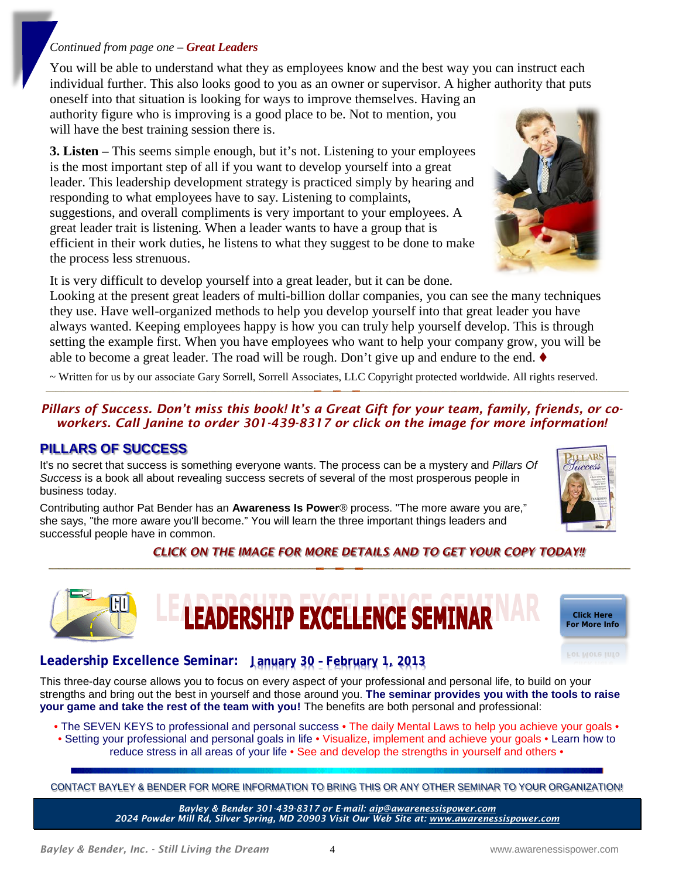*Continued from page one – **Great Leaders***

You will be able to understand what they as employees know and the best way you can instruct each individual further. This also looks good to you as an owner or supervisor. A higher authority that puts oneself into that situation is looking for ways to improve themselves. Having an authority figure who is improving is a good place to be. Not to mention, you will have the best training session there is.

**3. Listen –** This seems simple enough, but it's not. Listening to your employees is the most important step of all if you want to develop yourself into a great leader. This leadership development strategy is practiced simply by hearing and responding to what employees have to say. Listening to complaints, suggestions, and overall compliments is very important to your employees. A great leader trait is listening. When a leader wants to have a group that is efficient in their work duties, he listens to what they suggest to be done to make the process less strenuous.

It is very difficult to develop yourself into a great leader, but it can be done. Looking at the present great leaders of multi-billion dollar companies, you can see the many techniques they use. Have well-organized methods to help you develop yourself into that great leader you have always wanted. Keeping employees happy is how you can truly help yourself develop. This is through setting the example first. When you have employees who want to help your company grow, you will be able to become a great leader. The road will be rough. Don't give up and endure to the end. ♦

~ Written for us by our associate Gary Sorrell, Sorrell Associates, LLC Copyright protected worldwide. All rights reserved.

---

***Pillars of Success. Don't miss this book! It's a Great Gift for your team, family, friends, or co-workers. Call Janine to order 301-439-8317 or click on the image for more information!***

## PILLARS OF SUCCESS

It's no secret that success is something everyone wants. The process can be a mystery and *Pillars Of Success* is a book all about revealing success secrets of several of the most prosperous people in business today.

Contributing author Pat Bender has an **Awareness Is Power**® process. "The more aware you are," she says, "the more aware you'll become." You will learn the three important things leaders and successful people have in common.

***CLICK ON THE IMAGE FOR MORE DETAILS AND TO GET YOUR COPY TODAY!!***

---

# LEADERSHIP EXCELLENCE SEMINAR

Click Here For More Info

## Leadership Excellence Seminar: January 30 – February 1, 2013

This three-day course allows you to focus on every aspect of your professional and personal life, to build on your strengths and bring out the best in yourself and those around you. **The seminar provides you with the tools to raise your game and take the rest of the team with you!** The benefits are both personal and professional:

• The SEVEN KEYS to professional and personal success • The daily Mental Laws to help you achieve your goals • • Setting your professional and personal goals in life • Visualize, implement and achieve your goals • Learn how to reduce stress in all areas of your life • See and develop the strengths in yourself and others •

CONTACT BAYLEY & BENDER FOR MORE INFORMATION TO BRING THIS OR ANY OTHER SEMINAR TO YOUR ORGANIZATION!

***Bayley & Bender 301-439-8317 or E-mail: aip@awarenessispower.com***
***2024 Powder Mill Rd, Silver Spring, MD 20903 Visit Our Web Site at: www.awarenessispower.com***